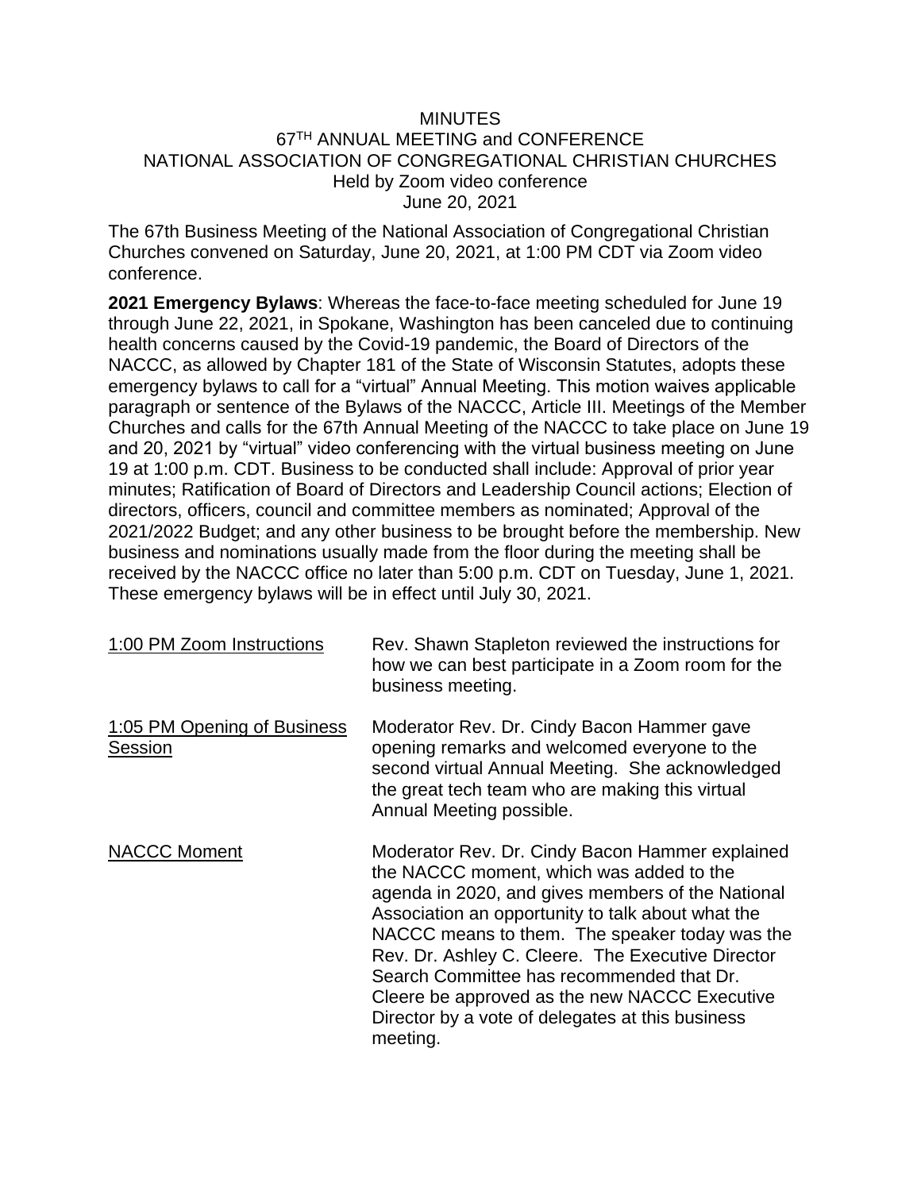MINUTES
67TH ANNUAL MEETING and CONFERENCE
NATIONAL ASSOCIATION OF CONGREGATIONAL CHRISTIAN CHURCHES
Held by Zoom video conference
June 20, 2021

The 67th Business Meeting of the National Association of Congregational Christian Churches convened on Saturday, June 20, 2021, at 1:00 PM CDT via Zoom video conference.

**2021 Emergency Bylaws**: Whereas the face-to-face meeting scheduled for June 19 through June 22, 2021, in Spokane, Washington has been canceled due to continuing health concerns caused by the Covid-19 pandemic, the Board of Directors of the NACCC, as allowed by Chapter 181 of the State of Wisconsin Statutes, adopts these emergency bylaws to call for a "virtual" Annual Meeting. This motion waives applicable paragraph or sentence of the Bylaws of the NACCC, Article III. Meetings of the Member Churches and calls for the 67th Annual Meeting of the NACCC to take place on June 19 and 20, 2021 by "virtual" video conferencing with the virtual business meeting on June 19 at 1:00 p.m. CDT. Business to be conducted shall include: Approval of prior year minutes; Ratification of Board of Directors and Leadership Council actions; Election of directors, officers, council and committee members as nominated; Approval of the 2021/2022 Budget; and any other business to be brought before the membership. New business and nominations usually made from the floor during the meeting shall be received by the NACCC office no later than 5:00 p.m. CDT on Tuesday, June 1, 2021. These emergency bylaws will be in effect until July 30, 2021.

| | |
|---|---|
| 1:00 PM Zoom Instructions | Rev. Shawn Stapleton reviewed the instructions for how we can best participate in a Zoom room for the business meeting. |
| 1:05 PM Opening of Business Session | Moderator Rev. Dr. Cindy Bacon Hammer gave opening remarks and welcomed everyone to the second virtual Annual Meeting. She acknowledged the great tech team who are making this virtual Annual Meeting possible. |
| NACCC Moment | Moderator Rev. Dr. Cindy Bacon Hammer explained the NACCC moment, which was added to the agenda in 2020, and gives members of the National Association an opportunity to talk about what the NACCC means to them. The speaker today was the Rev. Dr. Ashley C. Cleere. The Executive Director Search Committee has recommended that Dr. Cleere be approved as the new NACCC Executive Director by a vote of delegates at this business meeting. |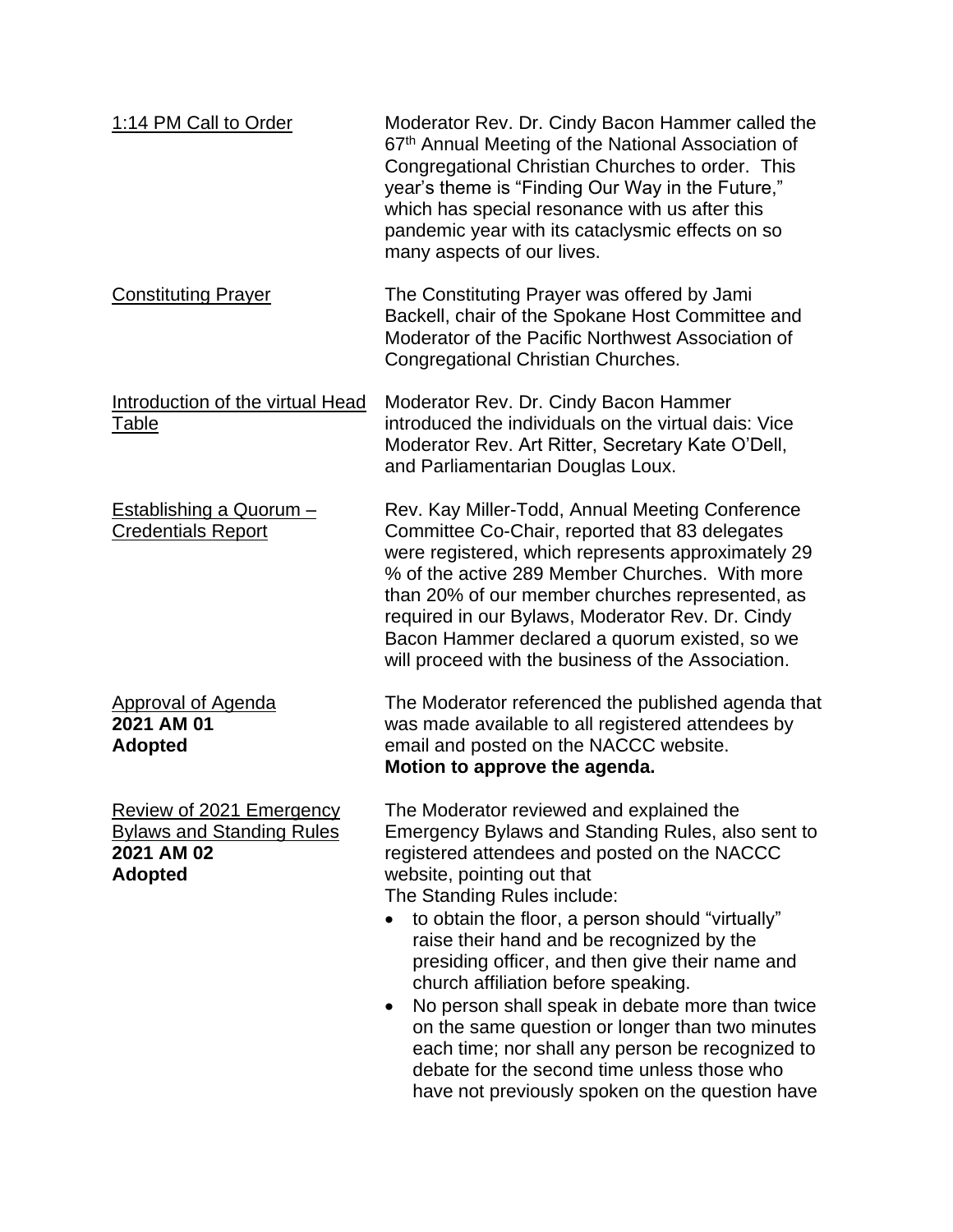| | |
|---|---|
| <u>1:14 PM Call to Order</u> | Moderator Rev. Dr. Cindy Bacon Hammer called the 67th Annual Meeting of the National Association of Congregational Christian Churches to order. This year's theme is "Finding Our Way in the Future," which has special resonance with us after this pandemic year with its cataclysmic effects on so many aspects of our lives. |
| <u>Constituting Prayer</u> | The Constituting Prayer was offered by Jami Backell, chair of the Spokane Host Committee and Moderator of the Pacific Northwest Association of Congregational Christian Churches. |
| <u>Introduction of the virtual Head Table</u> | Moderator Rev. Dr. Cindy Bacon Hammer introduced the individuals on the virtual dais: Vice Moderator Rev. Art Ritter, Secretary Kate O'Dell, and Parliamentarian Douglas Loux. |
| <u>Establishing a Quorum – Credentials Report</u> | Rev. Kay Miller-Todd, Annual Meeting Conference Committee Co-Chair, reported that 83 delegates were registered, which represents approximately 29 % of the active 289 Member Churches. With more than 20% of our member churches represented, as required in our Bylaws, Moderator Rev. Dr. Cindy Bacon Hammer declared a quorum existed, so we will proceed with the business of the Association. |
| <u>Approval of Agenda</u><br>**2021 AM 01**<br>**Adopted** | The Moderator referenced the published agenda that was made available to all registered attendees by email and posted on the NACCC website.<br>**Motion to approve the agenda.** |
| <u>Review of 2021 Emergency Bylaws and Standing Rules</u><br>**2021 AM 02**<br>**Adopted** | The Moderator reviewed and explained the Emergency Bylaws and Standing Rules, also sent to registered attendees and posted on the NACCC website, pointing out that<br>The Standing Rules include:<br>• to obtain the floor, a person should "virtually" raise their hand and be recognized by the presiding officer, and then give their name and church affiliation before speaking.<br>• No person shall speak in debate more than twice on the same question or longer than two minutes each time; nor shall any person be recognized to debate for the second time unless those who have not previously spoken on the question have |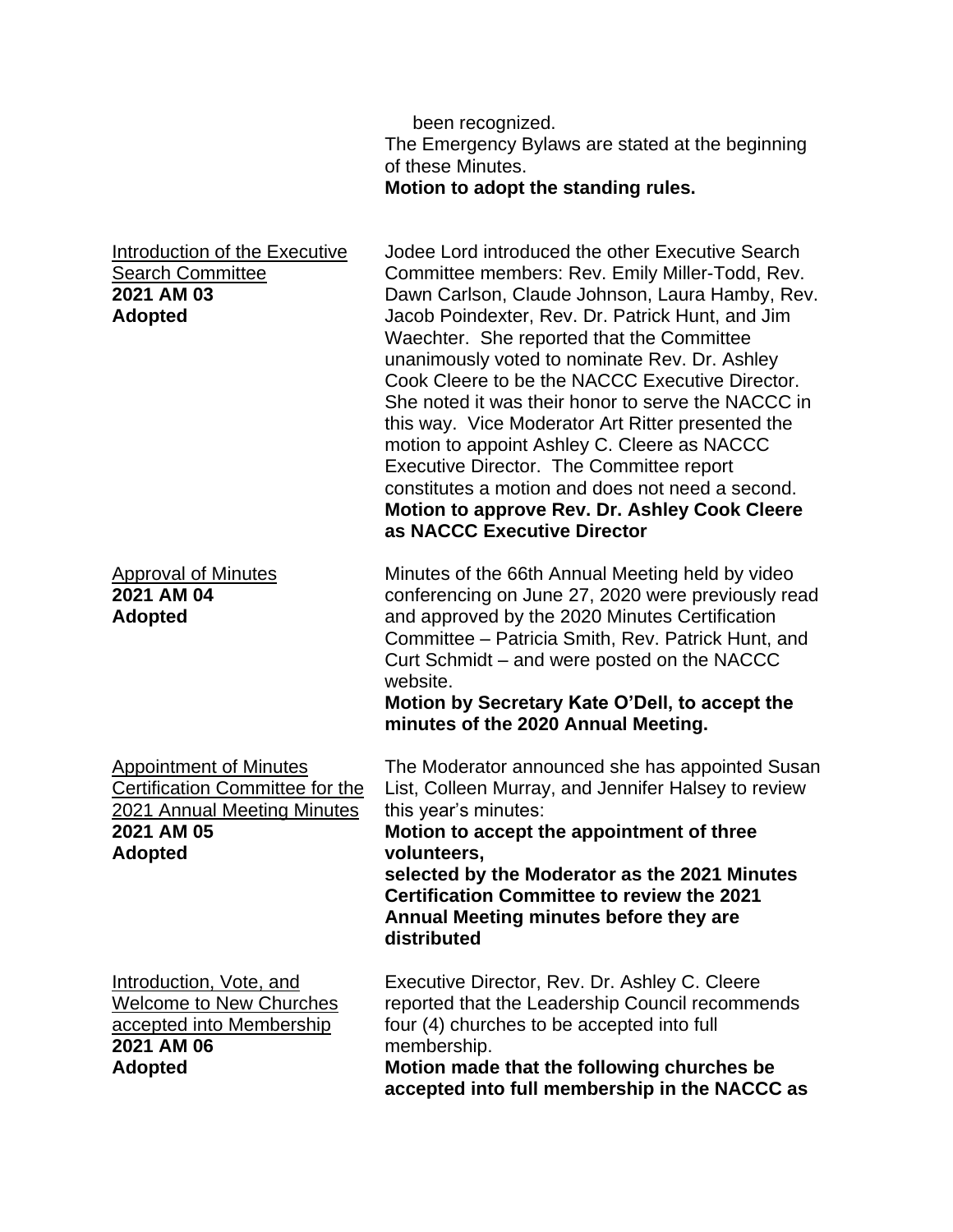been recognized.
The Emergency Bylaws are stated at the beginning of these Minutes.
**Motion to adopt the standing rules.**

Introduction of the Executive Search Committee
**2021 AM 03**
**Adopted**

Jodee Lord introduced the other Executive Search Committee members: Rev. Emily Miller-Todd, Rev. Dawn Carlson, Claude Johnson, Laura Hamby, Rev. Jacob Poindexter, Rev. Dr. Patrick Hunt, and Jim Waechter. She reported that the Committee unanimously voted to nominate Rev. Dr. Ashley Cook Cleere to be the NACCC Executive Director. She noted it was their honor to serve the NACCC in this way. Vice Moderator Art Ritter presented the motion to appoint Ashley C. Cleere as NACCC Executive Director. The Committee report constitutes a motion and does not need a second.
**Motion to approve Rev. Dr. Ashley Cook Cleere as NACCC Executive Director**

Approval of Minutes
**2021 AM 04**
**Adopted**

Minutes of the 66th Annual Meeting held by video conferencing on June 27, 2020 were previously read and approved by the 2020 Minutes Certification Committee – Patricia Smith, Rev. Patrick Hunt, and Curt Schmidt – and were posted on the NACCC website.
**Motion by Secretary Kate O'Dell, to accept the minutes of the 2020 Annual Meeting.**

Appointment of Minutes Certification Committee for the 2021 Annual Meeting Minutes
**2021 AM 05**
**Adopted**

The Moderator announced she has appointed Susan List, Colleen Murray, and Jennifer Halsey to review this year's minutes:
**Motion to accept the appointment of three volunteers,**
**selected by the Moderator as the 2021 Minutes Certification Committee to review the 2021 Annual Meeting minutes before they are distributed**

Introduction, Vote, and Welcome to New Churches accepted into Membership
**2021 AM 06**
**Adopted**

Executive Director, Rev. Dr. Ashley C. Cleere reported that the Leadership Council recommends four (4) churches to be accepted into full membership.
**Motion made that the following churches be accepted into full membership in the NACCC as**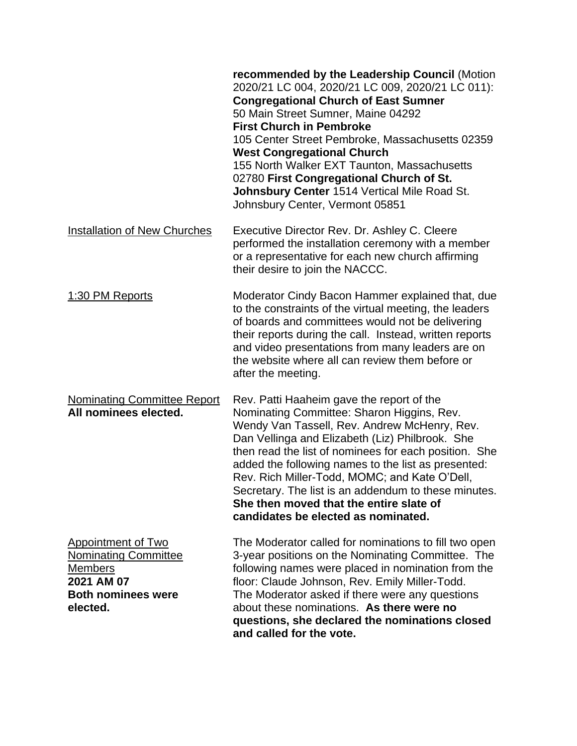**recommended by the Leadership Council** (Motion 2020/21 LC 004, 2020/21 LC 009, 2020/21 LC 011): **Congregational Church of East Sumner** 50 Main Street Sumner, Maine 04292 **First Church in Pembroke** 105 Center Street Pembroke, Massachusetts 02359 **West Congregational Church** 155 North Walker EXT Taunton, Massachusetts 02780 **First Congregational Church of St. Johnsbury Center** 1514 Vertical Mile Road St. Johnsbury Center, Vermont 05851

<u>Installation of New Churches</u>

Executive Director Rev. Dr. Ashley C. Cleere performed the installation ceremony with a member or a representative for each new church affirming their desire to join the NACCC.

<u>1:30 PM Reports</u>

Moderator Cindy Bacon Hammer explained that, due to the constraints of the virtual meeting, the leaders of boards and committees would not be delivering their reports during the call. Instead, written reports and video presentations from many leaders are on the website where all can review them before or after the meeting.

<u>Nominating Committee Report</u>
**All nominees elected.**

Rev. Patti Haaheim gave the report of the Nominating Committee: Sharon Higgins, Rev. Wendy Van Tassell, Rev. Andrew McHenry, Rev. Dan Vellinga and Elizabeth (Liz) Philbrook. She then read the list of nominees for each position. She added the following names to the list as presented: Rev. Rich Miller-Todd, MOMC; and Kate O'Dell, Secretary. The list is an addendum to these minutes. **She then moved that the entire slate of candidates be elected as nominated.**

<u>Appointment of Two Nominating Committee Members</u>
**2021 AM 07**
**Both nominees were elected.**

The Moderator called for nominations to fill two open 3-year positions on the Nominating Committee. The following names were placed in nomination from the floor: Claude Johnson, Rev. Emily Miller-Todd. The Moderator asked if there were any questions about these nominations. **As there were no questions, she declared the nominations closed and called for the vote.**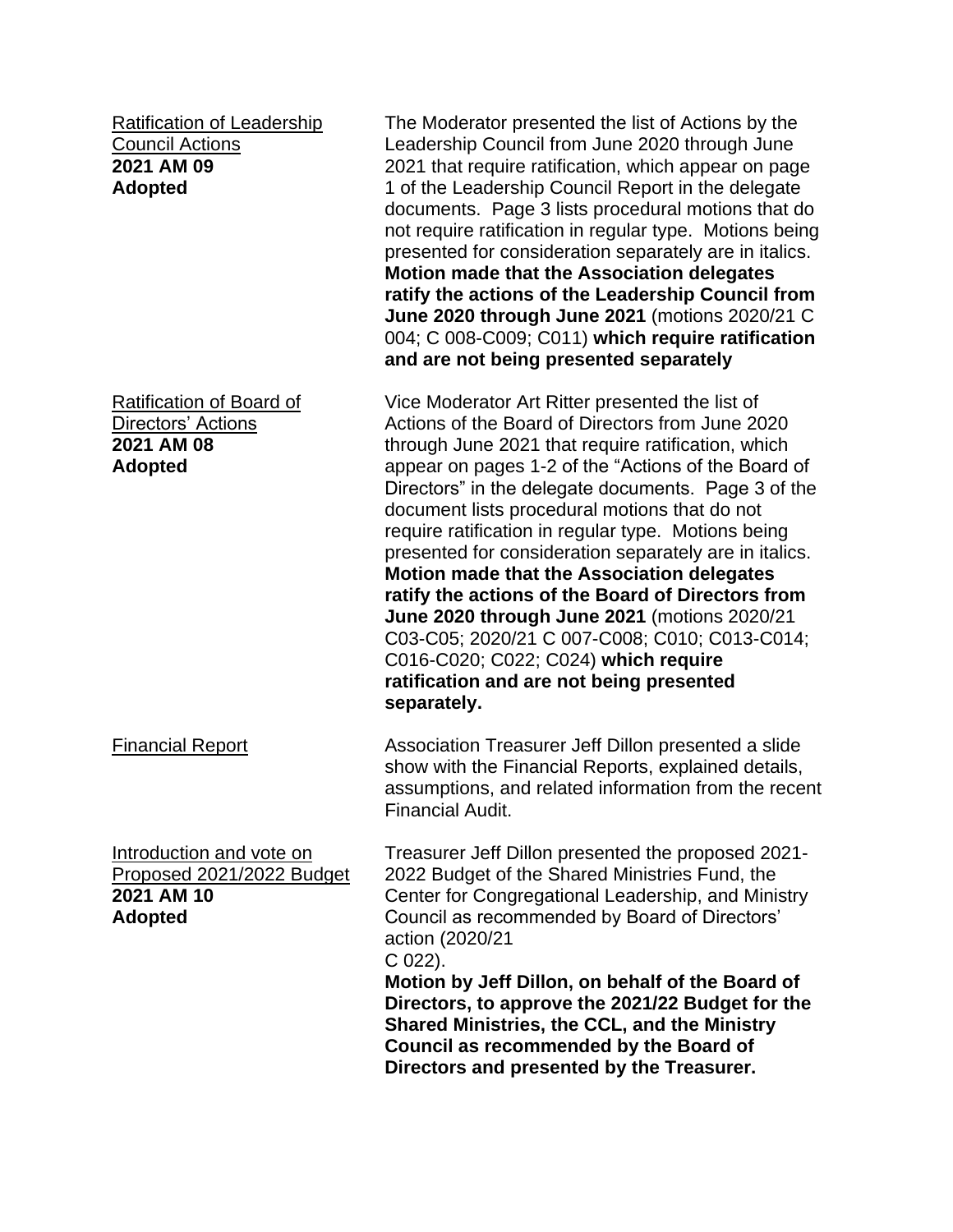Ratification of Leadership Council Actions
**2021 AM 09**
**Adopted**

The Moderator presented the list of Actions by the Leadership Council from June 2020 through June 2021 that require ratification, which appear on page 1 of the Leadership Council Report in the delegate documents. Page 3 lists procedural motions that do not require ratification in regular type. Motions being presented for consideration separately are in italics. **Motion made that the Association delegates ratify the actions of the Leadership Council from June 2020 through June 2021** (motions 2020/21 C 004; C 008-C009; C011) **which require ratification and are not being presented separately**

Ratification of Board of Directors' Actions
**2021 AM 08**
**Adopted**

Vice Moderator Art Ritter presented the list of Actions of the Board of Directors from June 2020 through June 2021 that require ratification, which appear on pages 1-2 of the "Actions of the Board of Directors" in the delegate documents. Page 3 of the document lists procedural motions that do not require ratification in regular type. Motions being presented for consideration separately are in italics. **Motion made that the Association delegates ratify the actions of the Board of Directors from June 2020 through June 2021** (motions 2020/21 C03-C05; 2020/21 C 007-C008; C010; C013-C014; C016-C020; C022; C024) **which require ratification and are not being presented separately.**

Financial Report

Association Treasurer Jeff Dillon presented a slide show with the Financial Reports, explained details, assumptions, and related information from the recent Financial Audit.

Introduction and vote on Proposed 2021/2022 Budget
**2021 AM 10**
**Adopted**

Treasurer Jeff Dillon presented the proposed 2021-2022 Budget of the Shared Ministries Fund, the Center for Congregational Leadership, and Ministry Council as recommended by Board of Directors' action (2020/21 C 022).
**Motion by Jeff Dillon, on behalf of the Board of Directors, to approve the 2021/22 Budget for the Shared Ministries, the CCL, and the Ministry Council as recommended by the Board of Directors and presented by the Treasurer.**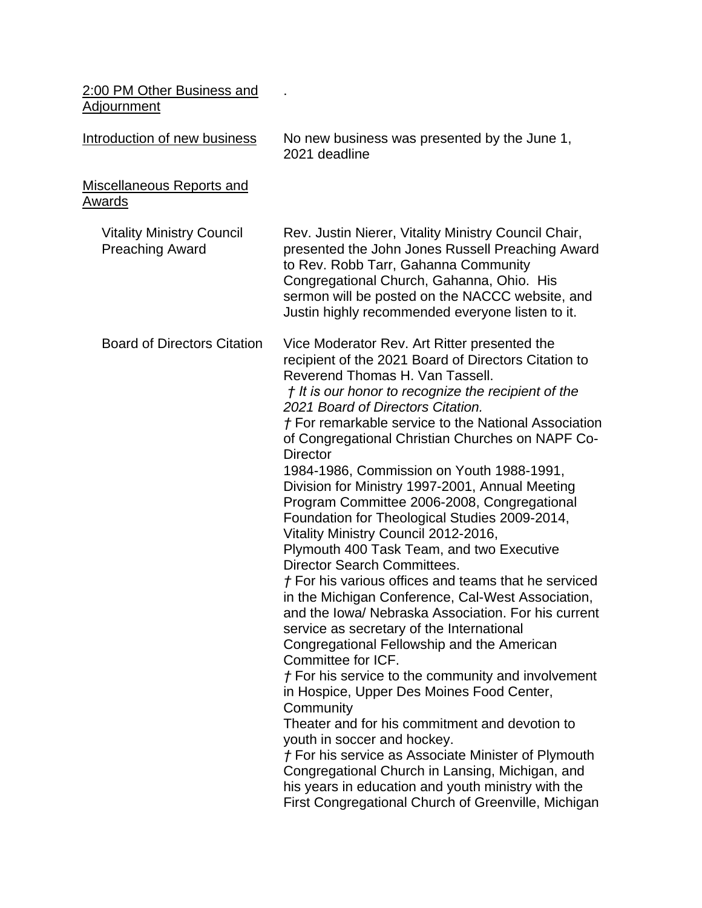<u>2:00 PM Other Business and Adjournment</u> .

<u>Introduction of new business</u>

No new business was presented by the June 1, 2021 deadline

<u>Miscellaneous Reports and Awards</u>

**Vitality Ministry Council Preaching Award**

Rev. Justin Nierer, Vitality Ministry Council Chair, presented the John Jones Russell Preaching Award to Rev. Robb Tarr, Gahanna Community Congregational Church, Gahanna, Ohio. His sermon will be posted on the NACCC website, and Justin highly recommended everyone listen to it.

**Board of Directors Citation**

Vice Moderator Rev. Art Ritter presented the recipient of the 2021 Board of Directors Citation to Reverend Thomas H. Van Tassell.

*† It is our honor to recognize the recipient of the 2021 Board of Directors Citation.*

† For remarkable service to the National Association of Congregational Christian Churches on NAPF Co-Director 1984-1986, Commission on Youth 1988-1991, Division for Ministry 1997-2001, Annual Meeting Program Committee 2006-2008, Congregational Foundation for Theological Studies 2009-2014, Vitality Ministry Council 2012-2016, Plymouth 400 Task Team, and two Executive Director Search Committees.

† For his various offices and teams that he serviced in the Michigan Conference, Cal-West Association, and the Iowa/ Nebraska Association. For his current service as secretary of the International Congregational Fellowship and the American Committee for ICF.

† For his service to the community and involvement in Hospice, Upper Des Moines Food Center, Community Theater and for his commitment and devotion to youth in soccer and hockey.

† For his service as Associate Minister of Plymouth Congregational Church in Lansing, Michigan, and his years in education and youth ministry with the First Congregational Church of Greenville, Michigan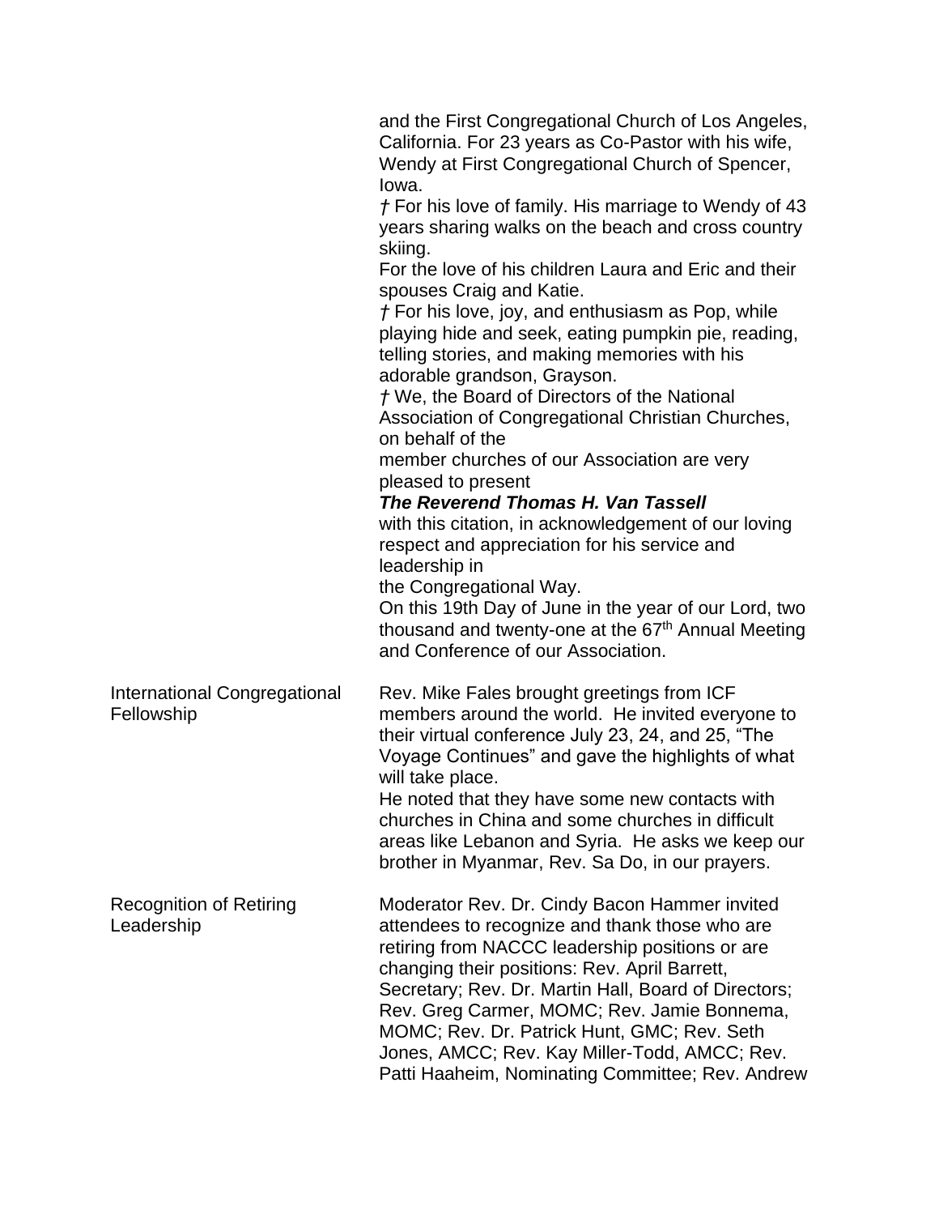and the First Congregational Church of Los Angeles, California. For 23 years as Co-Pastor with his wife, Wendy at First Congregational Church of Spencer, Iowa.

† For his love of family. His marriage to Wendy of 43 years sharing walks on the beach and cross country skiing.

For the love of his children Laura and Eric and their spouses Craig and Katie.

† For his love, joy, and enthusiasm as Pop, while playing hide and seek, eating pumpkin pie, reading, telling stories, and making memories with his adorable grandson, Grayson.

† We, the Board of Directors of the National Association of Congregational Christian Churches, on behalf of the
member churches of our Association are very pleased to present

***The Reverend Thomas H. Van Tassell***

with this citation, in acknowledgement of our loving respect and appreciation for his service and leadership in
the Congregational Way.

On this 19th Day of June in the year of our Lord, two thousand and twenty-one at the 67th Annual Meeting and Conference of our Association.

| | |
|---|---|
| International Congregational Fellowship | Rev. Mike Fales brought greetings from ICF members around the world. He invited everyone to their virtual conference July 23, 24, and 25, “The Voyage Continues” and gave the highlights of what will take place.<br>He noted that they have some new contacts with churches in China and some churches in difficult areas like Lebanon and Syria. He asks we keep our brother in Myanmar, Rev. Sa Do, in our prayers. |
| Recognition of Retiring Leadership | Moderator Rev. Dr. Cindy Bacon Hammer invited attendees to recognize and thank those who are retiring from NACCC leadership positions or are changing their positions: Rev. April Barrett, Secretary; Rev. Dr. Martin Hall, Board of Directors; Rev. Greg Carmer, MOMC; Rev. Jamie Bonnema, MOMC; Rev. Dr. Patrick Hunt, GMC; Rev. Seth Jones, AMCC; Rev. Kay Miller-Todd, AMCC; Rev. Patti Haaheim, Nominating Committee; Rev. Andrew |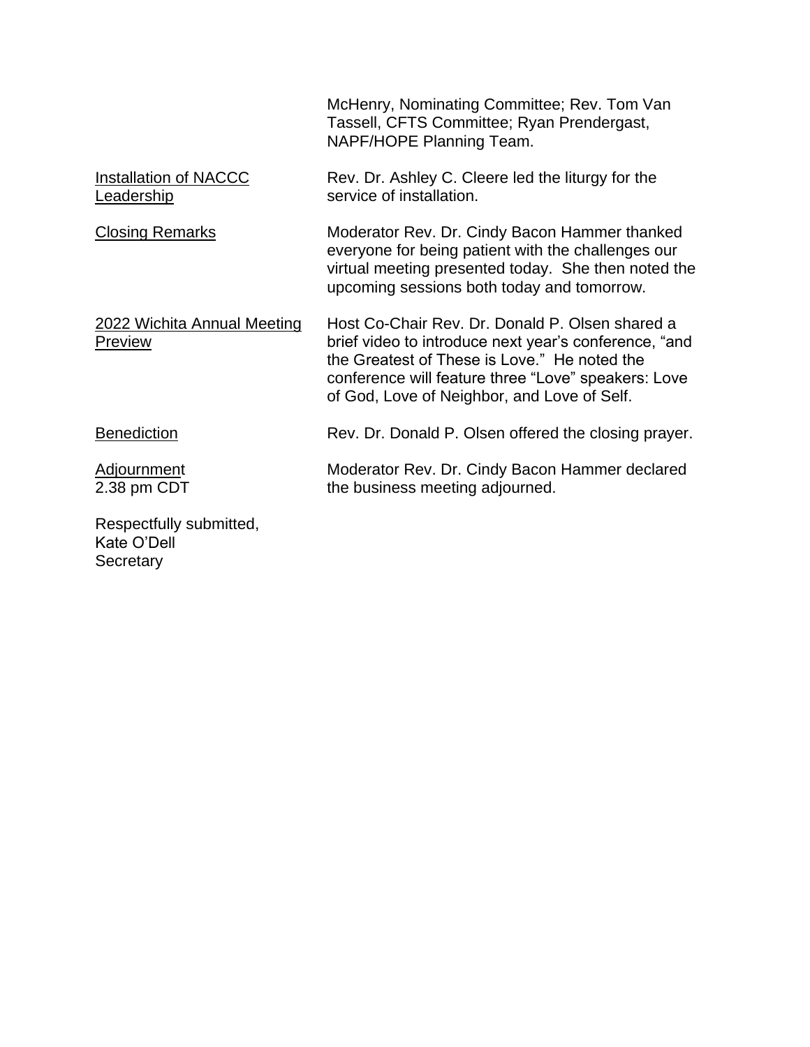McHenry, Nominating Committee; Rev. Tom Van Tassell, CFTS Committee; Ryan Prendergast, NAPF/HOPE Planning Team.

| | |
|---|---|
| Installation of NACCC Leadership | Rev. Dr. Ashley C. Cleere led the liturgy for the service of installation. |
| Closing Remarks | Moderator Rev. Dr. Cindy Bacon Hammer thanked everyone for being patient with the challenges our virtual meeting presented today. She then noted the upcoming sessions both today and tomorrow. |
| 2022 Wichita Annual Meeting Preview | Host Co-Chair Rev. Dr. Donald P. Olsen shared a brief video to introduce next year's conference, "and the Greatest of These is Love." He noted the conference will feature three "Love" speakers: Love of God, Love of Neighbor, and Love of Self. |
| Benediction | Rev. Dr. Donald P. Olsen offered the closing prayer. |
| Adjournment 2.38 pm CDT | Moderator Rev. Dr. Cindy Bacon Hammer declared the business meeting adjourned. |

Respectfully submitted,
Kate O'Dell
Secretary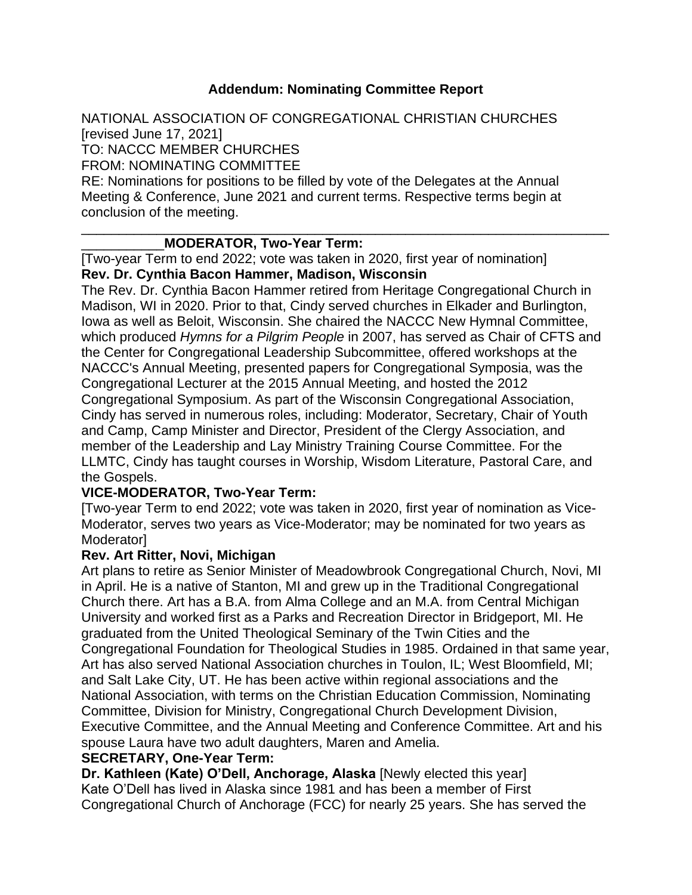## Addendum: Nominating Committee Report

NATIONAL ASSOCIATION OF CONGREGATIONAL CHRISTIAN CHURCHES
[revised June 17, 2021]
TO: NACCC MEMBER CHURCHES
FROM: NOMINATING COMMITTEE
RE: Nominations for positions to be filled by vote of the Delegates at the Annual Meeting & Conference, June 2021 and current terms. Respective terms begin at conclusion of the meeting.

---

**MODERATOR, Two-Year Term:**

[Two-year Term to end 2022; vote was taken in 2020, first year of nomination]

**Rev. Dr. Cynthia Bacon Hammer, Madison, Wisconsin**

The Rev. Dr. Cynthia Bacon Hammer retired from Heritage Congregational Church in Madison, WI in 2020. Prior to that, Cindy served churches in Elkader and Burlington, Iowa as well as Beloit, Wisconsin. She chaired the NACCC New Hymnal Committee, which produced *Hymns for a Pilgrim People* in 2007, has served as Chair of CFTS and the Center for Congregational Leadership Subcommittee, offered workshops at the NACCC's Annual Meeting, presented papers for Congregational Symposia, was the Congregational Lecturer at the 2015 Annual Meeting, and hosted the 2012 Congregational Symposium. As part of the Wisconsin Congregational Association, Cindy has served in numerous roles, including: Moderator, Secretary, Chair of Youth and Camp, Camp Minister and Director, President of the Clergy Association, and member of the Leadership and Lay Ministry Training Course Committee. For the LLMTC, Cindy has taught courses in Worship, Wisdom Literature, Pastoral Care, and the Gospels.

**VICE-MODERATOR, Two-Year Term:**

[Two-year Term to end 2022; vote was taken in 2020, first year of nomination as Vice-Moderator, serves two years as Vice-Moderator; may be nominated for two years as Moderator]

**Rev. Art Ritter, Novi, Michigan**

Art plans to retire as Senior Minister of Meadowbrook Congregational Church, Novi, MI in April. He is a native of Stanton, MI and grew up in the Traditional Congregational Church there. Art has a B.A. from Alma College and an M.A. from Central Michigan University and worked first as a Parks and Recreation Director in Bridgeport, MI. He graduated from the United Theological Seminary of the Twin Cities and the Congregational Foundation for Theological Studies in 1985. Ordained in that same year, Art has also served National Association churches in Toulon, IL; West Bloomfield, MI; and Salt Lake City, UT. He has been active within regional associations and the National Association, with terms on the Christian Education Commission, Nominating Committee, Division for Ministry, Congregational Church Development Division, Executive Committee, and the Annual Meeting and Conference Committee. Art and his spouse Laura have two adult daughters, Maren and Amelia.

**SECRETARY, One-Year Term:**

**Dr. Kathleen (Kate) O'Dell, Anchorage, Alaska** [Newly elected this year]

Kate O'Dell has lived in Alaska since 1981 and has been a member of First Congregational Church of Anchorage (FCC) for nearly 25 years. She has served the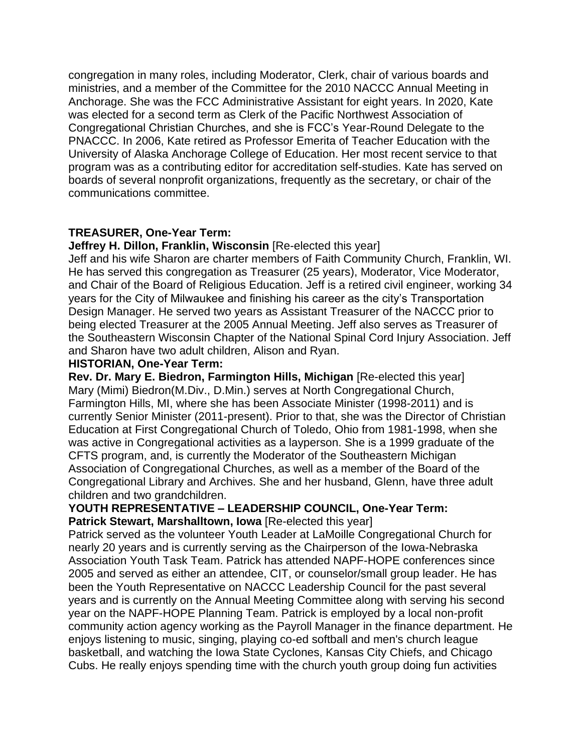congregation in many roles, including Moderator, Clerk, chair of various boards and ministries, and a member of the Committee for the 2010 NACCC Annual Meeting in Anchorage. She was the FCC Administrative Assistant for eight years. In 2020, Kate was elected for a second term as Clerk of the Pacific Northwest Association of Congregational Christian Churches, and she is FCC's Year-Round Delegate to the PNACCC. In 2006, Kate retired as Professor Emerita of Teacher Education with the University of Alaska Anchorage College of Education. Her most recent service to that program was as a contributing editor for accreditation self-studies. Kate has served on boards of several nonprofit organizations, frequently as the secretary, or chair of the communications committee.

**TREASURER, One-Year Term:**

**Jeffrey H. Dillon, Franklin, Wisconsin** [Re-elected this year]

Jeff and his wife Sharon are charter members of Faith Community Church, Franklin, WI. He has served this congregation as Treasurer (25 years), Moderator, Vice Moderator, and Chair of the Board of Religious Education. Jeff is a retired civil engineer, working 34 years for the City of Milwaukee and finishing his career as the city's Transportation Design Manager. He served two years as Assistant Treasurer of the NACCC prior to being elected Treasurer at the 2005 Annual Meeting. Jeff also serves as Treasurer of the Southeastern Wisconsin Chapter of the National Spinal Cord Injury Association. Jeff and Sharon have two adult children, Alison and Ryan.

**HISTORIAN, One-Year Term:**

**Rev. Dr. Mary E. Biedron, Farmington Hills, Michigan** [Re-elected this year]

Mary (Mimi) Biedron(M.Div., D.Min.) serves at North Congregational Church, Farmington Hills, MI, where she has been Associate Minister (1998-2011) and is currently Senior Minister (2011-present). Prior to that, she was the Director of Christian Education at First Congregational Church of Toledo, Ohio from 1981-1998, when she was active in Congregational activities as a layperson. She is a 1999 graduate of the CFTS program, and, is currently the Moderator of the Southeastern Michigan Association of Congregational Churches, as well as a member of the Board of the Congregational Library and Archives. She and her husband, Glenn, have three adult children and two grandchildren.

**YOUTH REPRESENTATIVE – LEADERSHIP COUNCIL, One-Year Term:**

**Patrick Stewart, Marshalltown, Iowa** [Re-elected this year]

Patrick served as the volunteer Youth Leader at LaMoille Congregational Church for nearly 20 years and is currently serving as the Chairperson of the Iowa-Nebraska Association Youth Task Team. Patrick has attended NAPF-HOPE conferences since 2005 and served as either an attendee, CIT, or counselor/small group leader. He has been the Youth Representative on NACCC Leadership Council for the past several years and is currently on the Annual Meeting Committee along with serving his second year on the NAPF-HOPE Planning Team. Patrick is employed by a local non-profit community action agency working as the Payroll Manager in the finance department. He enjoys listening to music, singing, playing co-ed softball and men's church league basketball, and watching the Iowa State Cyclones, Kansas City Chiefs, and Chicago Cubs. He really enjoys spending time with the church youth group doing fun activities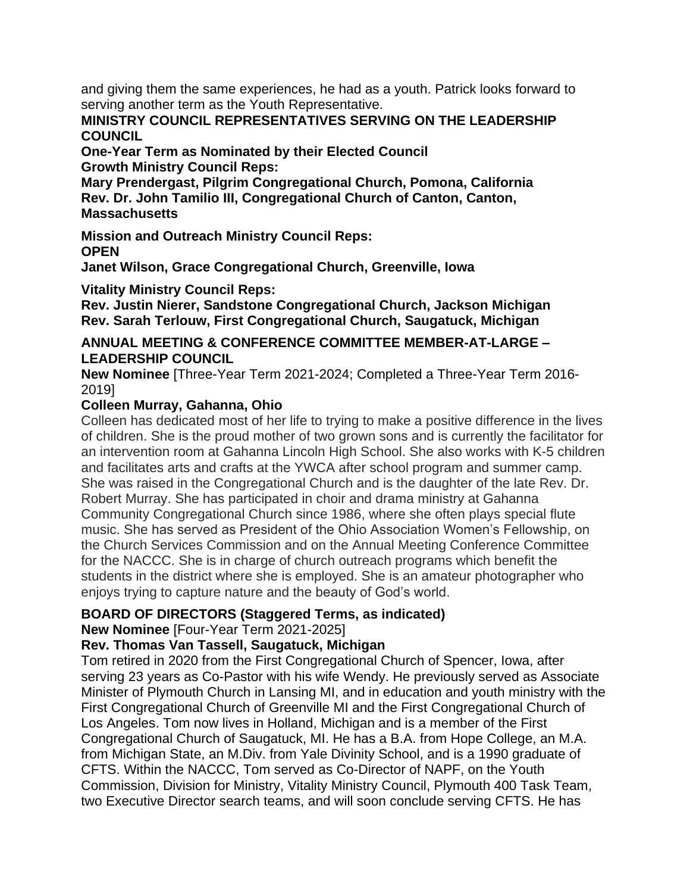and giving them the same experiences, he had as a youth. Patrick looks forward to serving another term as the Youth Representative.

**MINISTRY COUNCIL REPRESENTATIVES SERVING ON THE LEADERSHIP COUNCIL**

**One-Year Term as Nominated by their Elected Council**

**Growth Ministry Council Reps:**

**Mary Prendergast, Pilgrim Congregational Church, Pomona, California**
**Rev. Dr. John Tamilio III, Congregational Church of Canton, Canton, Massachusetts**

**Mission and Outreach Ministry Council Reps:**

**OPEN**
**Janet Wilson, Grace Congregational Church, Greenville, Iowa**

**Vitality Ministry Council Reps:**

**Rev. Justin Nierer, Sandstone Congregational Church, Jackson Michigan**
**Rev. Sarah Terlouw, First Congregational Church, Saugatuck, Michigan**

**ANNUAL MEETING & CONFERENCE COMMITTEE MEMBER-AT-LARGE – LEADERSHIP COUNCIL**

**New Nominee** [Three-Year Term 2021-2024; Completed a Three-Year Term 2016-2019]

**Colleen Murray, Gahanna, Ohio**

Colleen has dedicated most of her life to trying to make a positive difference in the lives of children. She is the proud mother of two grown sons and is currently the facilitator for an intervention room at Gahanna Lincoln High School. She also works with K-5 children and facilitates arts and crafts at the YWCA after school program and summer camp. She was raised in the Congregational Church and is the daughter of the late Rev. Dr. Robert Murray. She has participated in choir and drama ministry at Gahanna Community Congregational Church since 1986, where she often plays special flute music. She has served as President of the Ohio Association Women's Fellowship, on the Church Services Commission and on the Annual Meeting Conference Committee for the NACCC. She is in charge of church outreach programs which benefit the students in the district where she is employed. She is an amateur photographer who enjoys trying to capture nature and the beauty of God's world.

**BOARD OF DIRECTORS (Staggered Terms, as indicated)**

**New Nominee** [Four-Year Term 2021-2025]

**Rev. Thomas Van Tassell, Saugatuck, Michigan**

Tom retired in 2020 from the First Congregational Church of Spencer, Iowa, after serving 23 years as Co-Pastor with his wife Wendy. He previously served as Associate Minister of Plymouth Church in Lansing MI, and in education and youth ministry with the First Congregational Church of Greenville MI and the First Congregational Church of Los Angeles. Tom now lives in Holland, Michigan and is a member of the First Congregational Church of Saugatuck, MI. He has a B.A. from Hope College, an M.A. from Michigan State, an M.Div. from Yale Divinity School, and is a 1990 graduate of CFTS. Within the NACCC, Tom served as Co-Director of NAPF, on the Youth Commission, Division for Ministry, Vitality Ministry Council, Plymouth 400 Task Team, two Executive Director search teams, and will soon conclude serving CFTS. He has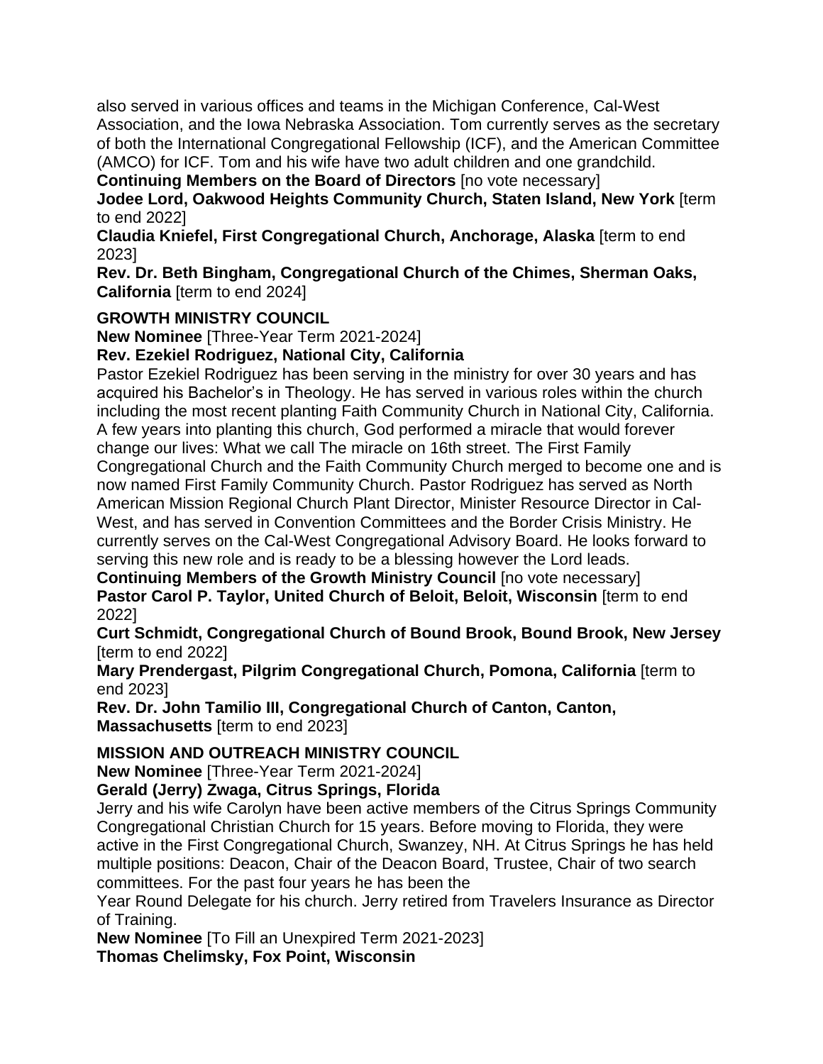also served in various offices and teams in the Michigan Conference, Cal-West Association, and the Iowa Nebraska Association. Tom currently serves as the secretary of both the International Congregational Fellowship (ICF), and the American Committee (AMCO) for ICF. Tom and his wife have two adult children and one grandchild.

**Continuing Members on the Board of Directors** [no vote necessary]

**Jodee Lord, Oakwood Heights Community Church, Staten Island, New York** [term to end 2022]

**Claudia Kniefel, First Congregational Church, Anchorage, Alaska** [term to end 2023]

**Rev. Dr. Beth Bingham, Congregational Church of the Chimes, Sherman Oaks, California** [term to end 2024]

**GROWTH MINISTRY COUNCIL**

**New Nominee** [Three-Year Term 2021-2024]

**Rev. Ezekiel Rodriguez, National City, California**

Pastor Ezekiel Rodriguez has been serving in the ministry for over 30 years and has acquired his Bachelor's in Theology. He has served in various roles within the church including the most recent planting Faith Community Church in National City, California. A few years into planting this church, God performed a miracle that would forever change our lives: What we call The miracle on 16th street. The First Family Congregational Church and the Faith Community Church merged to become one and is now named First Family Community Church. Pastor Rodriguez has served as North American Mission Regional Church Plant Director, Minister Resource Director in Cal-West, and has served in Convention Committees and the Border Crisis Ministry. He currently serves on the Cal-West Congregational Advisory Board. He looks forward to serving this new role and is ready to be a blessing however the Lord leads.

**Continuing Members of the Growth Ministry Council** [no vote necessary]

**Pastor Carol P. Taylor, United Church of Beloit, Beloit, Wisconsin** [term to end 2022]

**Curt Schmidt, Congregational Church of Bound Brook, Bound Brook, New Jersey** [term to end 2022]

**Mary Prendergast, Pilgrim Congregational Church, Pomona, California** [term to end 2023]

**Rev. Dr. John Tamilio III, Congregational Church of Canton, Canton, Massachusetts** [term to end 2023]

**MISSION AND OUTREACH MINISTRY COUNCIL**

**New Nominee** [Three-Year Term 2021-2024]

**Gerald (Jerry) Zwaga, Citrus Springs, Florida**

Jerry and his wife Carolyn have been active members of the Citrus Springs Community Congregational Christian Church for 15 years. Before moving to Florida, they were active in the First Congregational Church, Swanzey, NH. At Citrus Springs he has held multiple positions: Deacon, Chair of the Deacon Board, Trustee, Chair of two search committees. For the past four years he has been the Year Round Delegate for his church. Jerry retired from Travelers Insurance as Director of Training.

**New Nominee** [To Fill an Unexpired Term 2021-2023]

**Thomas Chelimsky, Fox Point, Wisconsin**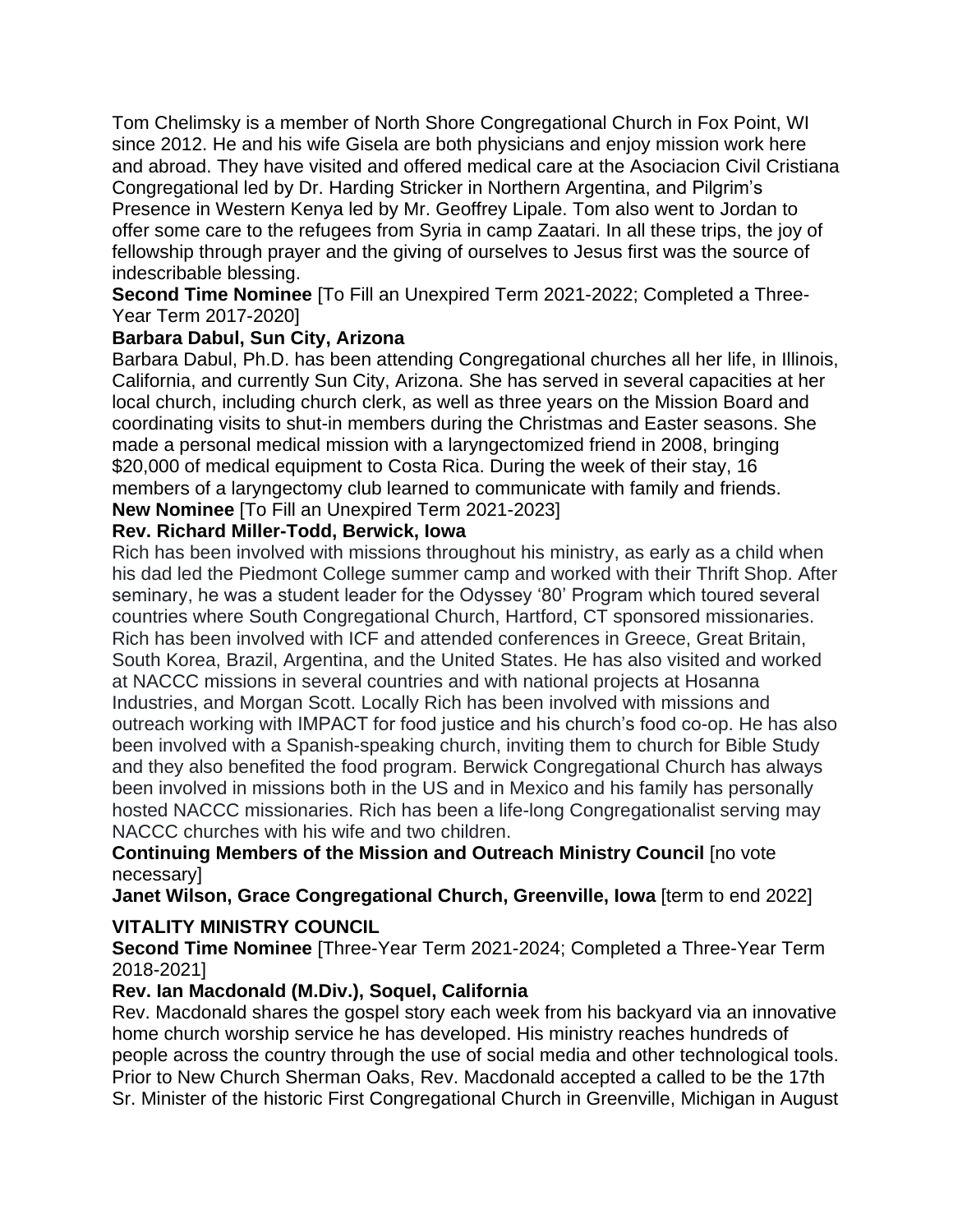Tom Chelimsky is a member of North Shore Congregational Church in Fox Point, WI since 2012. He and his wife Gisela are both physicians and enjoy mission work here and abroad. They have visited and offered medical care at the Asociacion Civil Cristiana Congregational led by Dr. Harding Stricker in Northern Argentina, and Pilgrim's Presence in Western Kenya led by Mr. Geoffrey Lipale. Tom also went to Jordan to offer some care to the refugees from Syria in camp Zaatari. In all these trips, the joy of fellowship through prayer and the giving of ourselves to Jesus first was the source of indescribable blessing.

**Second Time Nominee** [To Fill an Unexpired Term 2021-2022; Completed a Three-Year Term 2017-2020]

**Barbara Dabul, Sun City, Arizona**

Barbara Dabul, Ph.D. has been attending Congregational churches all her life, in Illinois, California, and currently Sun City, Arizona. She has served in several capacities at her local church, including church clerk, as well as three years on the Mission Board and coordinating visits to shut-in members during the Christmas and Easter seasons. She made a personal medical mission with a laryngectomized friend in 2008, bringing $20,000 of medical equipment to Costa Rica. During the week of their stay, 16 members of a laryngectomy club learned to communicate with family and friends.

**New Nominee** [To Fill an Unexpired Term 2021-2023]

**Rev. Richard Miller-Todd, Berwick, Iowa**

Rich has been involved with missions throughout his ministry, as early as a child when his dad led the Piedmont College summer camp and worked with their Thrift Shop. After seminary, he was a student leader for the Odyssey '80' Program which toured several countries where South Congregational Church, Hartford, CT sponsored missionaries. Rich has been involved with ICF and attended conferences in Greece, Great Britain, South Korea, Brazil, Argentina, and the United States. He has also visited and worked at NACCC missions in several countries and with national projects at Hosanna Industries, and Morgan Scott. Locally Rich has been involved with missions and outreach working with IMPACT for food justice and his church's food co-op. He has also been involved with a Spanish-speaking church, inviting them to church for Bible Study and they also benefited the food program. Berwick Congregational Church has always been involved in missions both in the US and in Mexico and his family has personally hosted NACCC missionaries. Rich has been a life-long Congregationalist serving may NACCC churches with his wife and two children.

**Continuing Members of the Mission and Outreach Ministry Council** [no vote necessary]

**Janet Wilson, Grace Congregational Church, Greenville, Iowa** [term to end 2022]

## VITALITY MINISTRY COUNCIL

**Second Time Nominee** [Three-Year Term 2021-2024; Completed a Three-Year Term 2018-2021]

**Rev. Ian Macdonald (M.Div.), Soquel, California**

Rev. Macdonald shares the gospel story each week from his backyard via an innovative home church worship service he has developed. His ministry reaches hundreds of people across the country through the use of social media and other technological tools. Prior to New Church Sherman Oaks, Rev. Macdonald accepted a called to be the 17th Sr. Minister of the historic First Congregational Church in Greenville, Michigan in August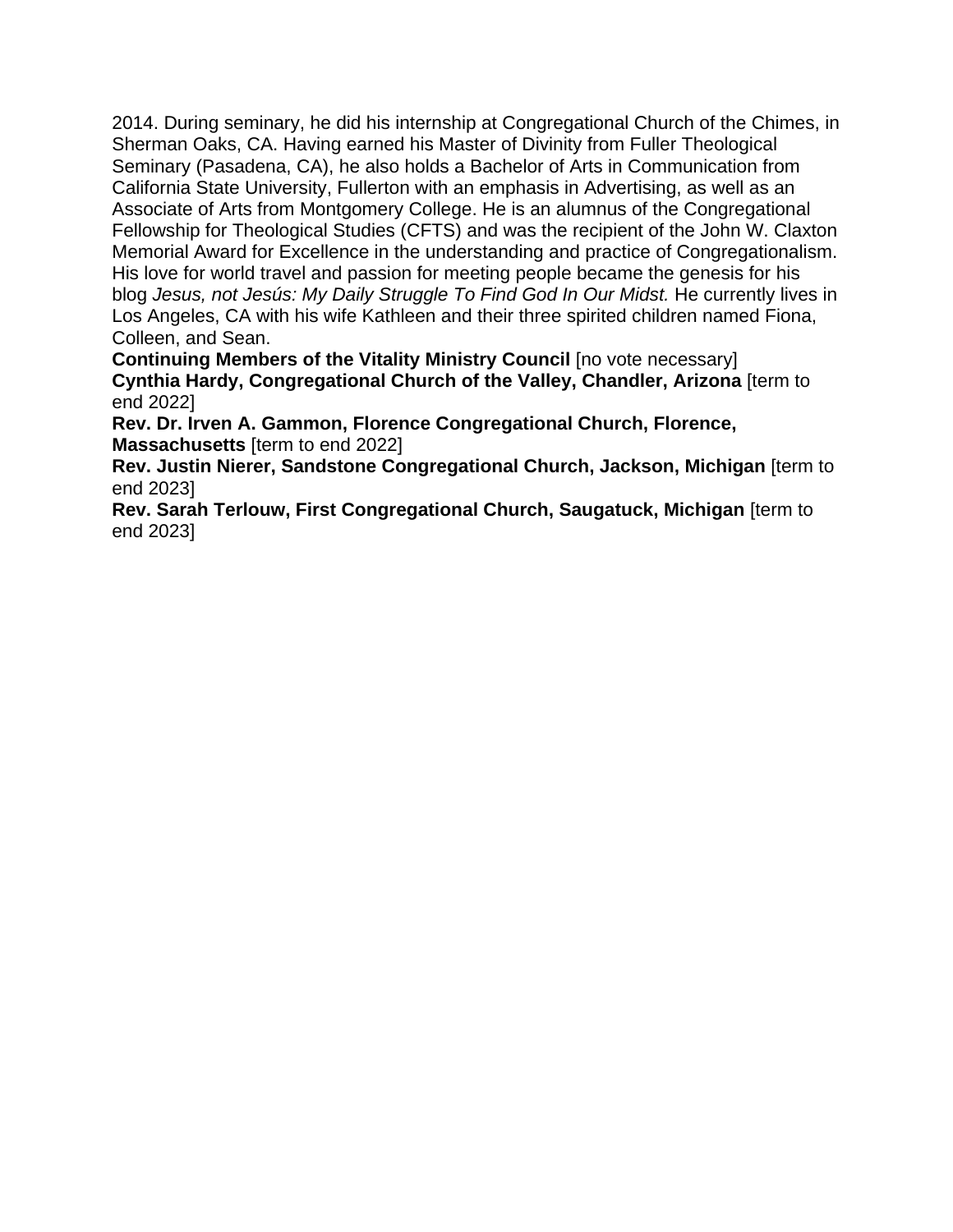2014. During seminary, he did his internship at Congregational Church of the Chimes, in Sherman Oaks, CA. Having earned his Master of Divinity from Fuller Theological Seminary (Pasadena, CA), he also holds a Bachelor of Arts in Communication from California State University, Fullerton with an emphasis in Advertising, as well as an Associate of Arts from Montgomery College. He is an alumnus of the Congregational Fellowship for Theological Studies (CFTS) and was the recipient of the John W. Claxton Memorial Award for Excellence in the understanding and practice of Congregationalism. His love for world travel and passion for meeting people became the genesis for his blog *Jesus, not Jesús: My Daily Struggle To Find God In Our Midst.* He currently lives in Los Angeles, CA with his wife Kathleen and their three spirited children named Fiona, Colleen, and Sean.

**Continuing Members of the Vitality Ministry Council** [no vote necessary]

**Cynthia Hardy, Congregational Church of the Valley, Chandler, Arizona** [term to end 2022]

**Rev. Dr. Irven A. Gammon, Florence Congregational Church, Florence, Massachusetts** [term to end 2022]

**Rev. Justin Nierer, Sandstone Congregational Church, Jackson, Michigan** [term to end 2023]

**Rev. Sarah Terlouw, First Congregational Church, Saugatuck, Michigan** [term to end 2023]